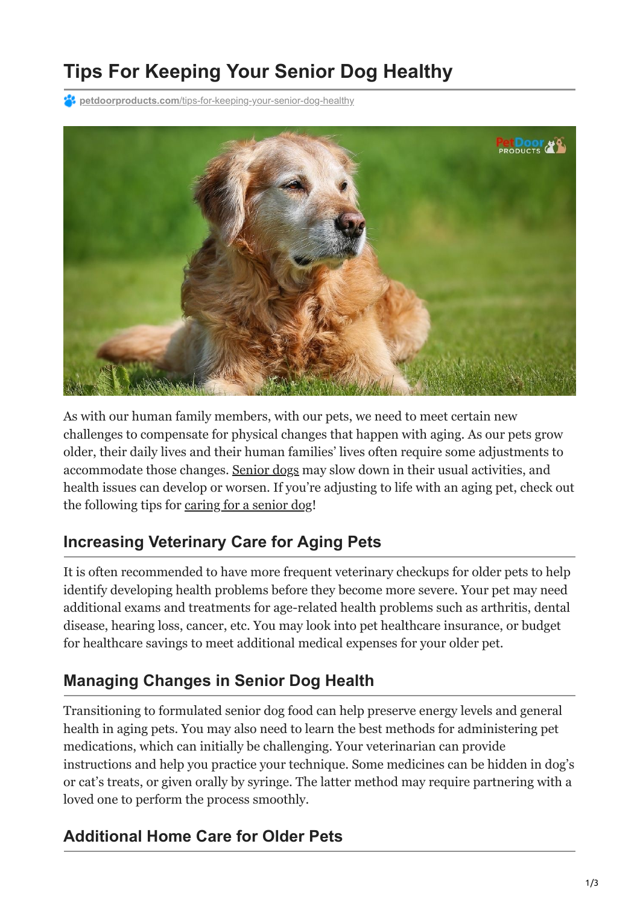# Tips For Keeping Your Senior Dog Healthy

petdoorproducts.com/tips-for-keeping-your-senior-dog-healthy

As with our human family members, with our pets, we need to meet certain new challenges to compensate for physical changes that happen with aging. As our pets grow older, their daily lives and their human families' lives often require some adjustments to accommodate those changes. Senior dogs may slow down in their usual activities, and health issues can develop or worsen. If you're adjusting to life with an aging pet, check out the following tips for caring for a senior dog!

## Increasing Veterinary Care for Aging Pets

It is often recommended to have more frequent veterinary checkups for older pets to help identify developing health problems before they become more severe. Your pet may need additional exams and treatments for age-related health problems such as arthritis, dental disease, hearing loss, cancer, etc. You may look into pet healthcare insurance, or budget for healthcare savings to meet additional medical expenses for your older pet.

## Managing Changes in Senior Dog Health

Transitioning to formulated senior dog food can help preserve energy levels and general health in aging pets. You may also need to learn the best methods for administering pet medications, which can initially be challenging. Your veterinarian can provide instructions and help you practice your technique. Some medicines can be hidden in dog's or cat's treats, or given orally by syringe. The latter method may require partnering with a loved one to perform the process smoothly.

## Additional Home Care for Older Pets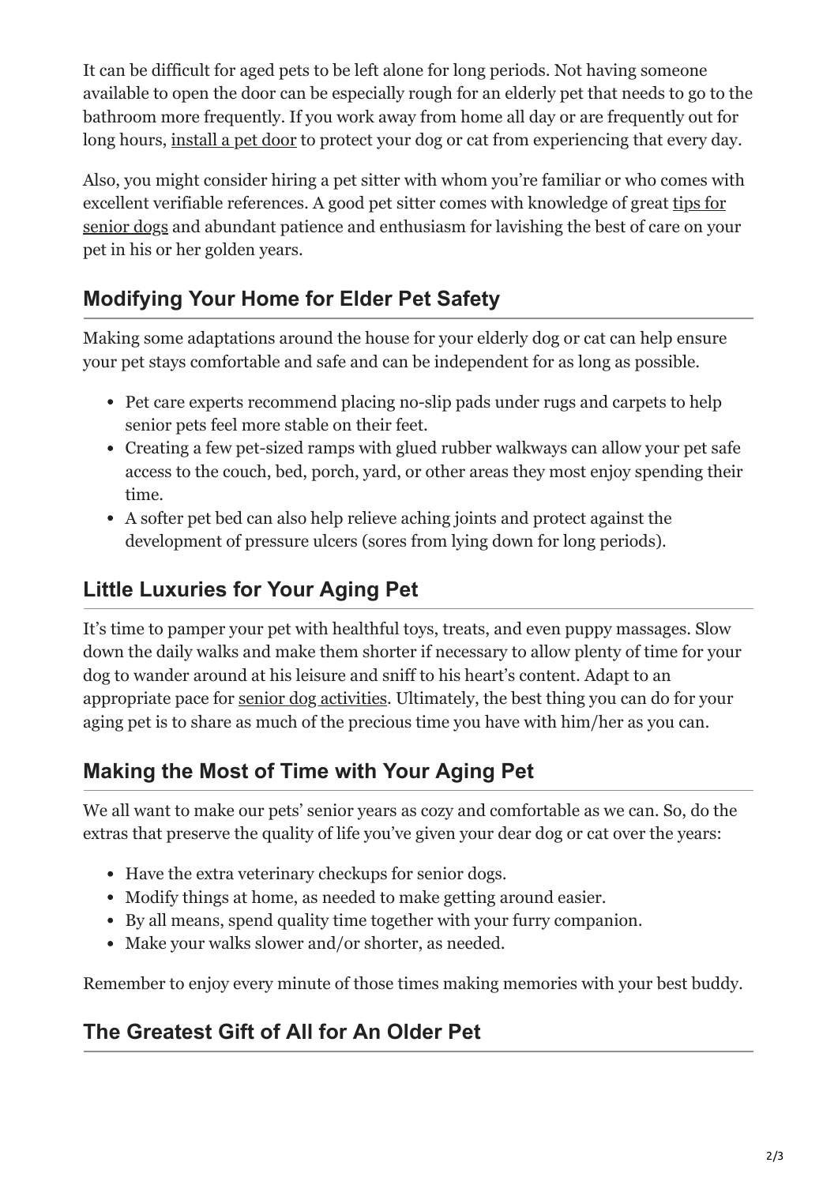It can be difficult for aged pets to be left alone for long periods. Not having someone available to open the door can be especially rough for an elderly pet that needs to go to the bathroom more frequently. If you work away from home all day or are frequently out for long hours, install a pet door to protect your dog or cat from experiencing that every day.

Also, you might consider hiring a pet sitter with whom you're familiar or who comes with excellent verifiable references. A good pet sitter comes with knowledge of great tips for senior dogs and abundant patience and enthusiasm for lavishing the best of care on your pet in his or her golden years.

## Modifying Your Home for Elder Pet Safety

Making some adaptations around the house for your elderly dog or cat can help ensure your pet stays comfortable and safe and can be independent for as long as possible.

- Pet care experts recommend placing no-slip pads under rugs and carpets to help senior pets feel more stable on their feet.
- Creating a few pet-sized ramps with glued rubber walkways can allow your pet safe access to the couch, bed, porch, yard, or other areas they most enjoy spending their time.
- A softer pet bed can also help relieve aching joints and protect against the development of pressure ulcers (sores from lying down for long periods).

## Little Luxuries for Your Aging Pet

It's time to pamper your pet with healthful toys, treats, and even puppy massages. Slow down the daily walks and make them shorter if necessary to allow plenty of time for your dog to wander around at his leisure and sniff to his heart's content. Adapt to an appropriate pace for senior dog activities. Ultimately, the best thing you can do for your aging pet is to share as much of the precious time you have with him/her as you can.

## Making the Most of Time with Your Aging Pet

We all want to make our pets' senior years as cozy and comfortable as we can. So, do the extras that preserve the quality of life you've given your dear dog or cat over the years:

- Have the extra veterinary checkups for senior dogs.
- Modify things at home, as needed to make getting around easier.
- By all means, spend quality time together with your furry companion.
- Make your walks slower and/or shorter, as needed.

Remember to enjoy every minute of those times making memories with your best buddy.

## The Greatest Gift of All for An Older Pet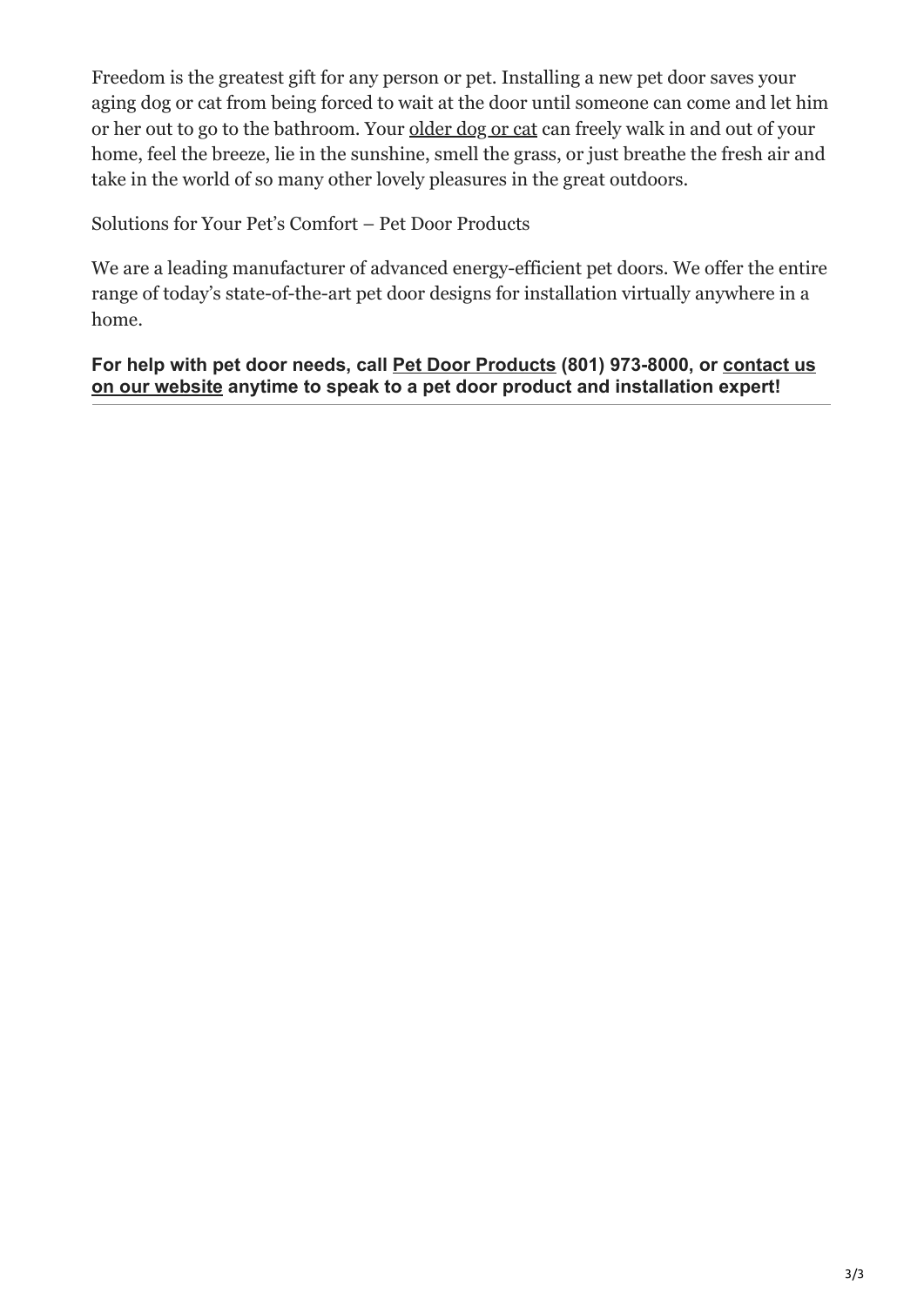Freedom is the greatest gift for any person or pet. Installing a new pet door saves your aging dog or cat from being forced to wait at the door until someone can come and let him or her out to go to the bathroom. Your older dog or cat can freely walk in and out of your home, feel the breeze, lie in the sunshine, smell the grass, or just breathe the fresh air and take in the world of so many other lovely pleasures in the great outdoors.

Solutions for Your Pet's Comfort – Pet Door Products

We are a leading manufacturer of advanced energy-efficient pet doors. We offer the entire range of today's state-of-the-art pet door designs for installation virtually anywhere in a home.

**For help with pet door needs, call Pet Door Products (801) 973-8000, or contact us on our website anytime to speak to a pet door product and installation expert!**